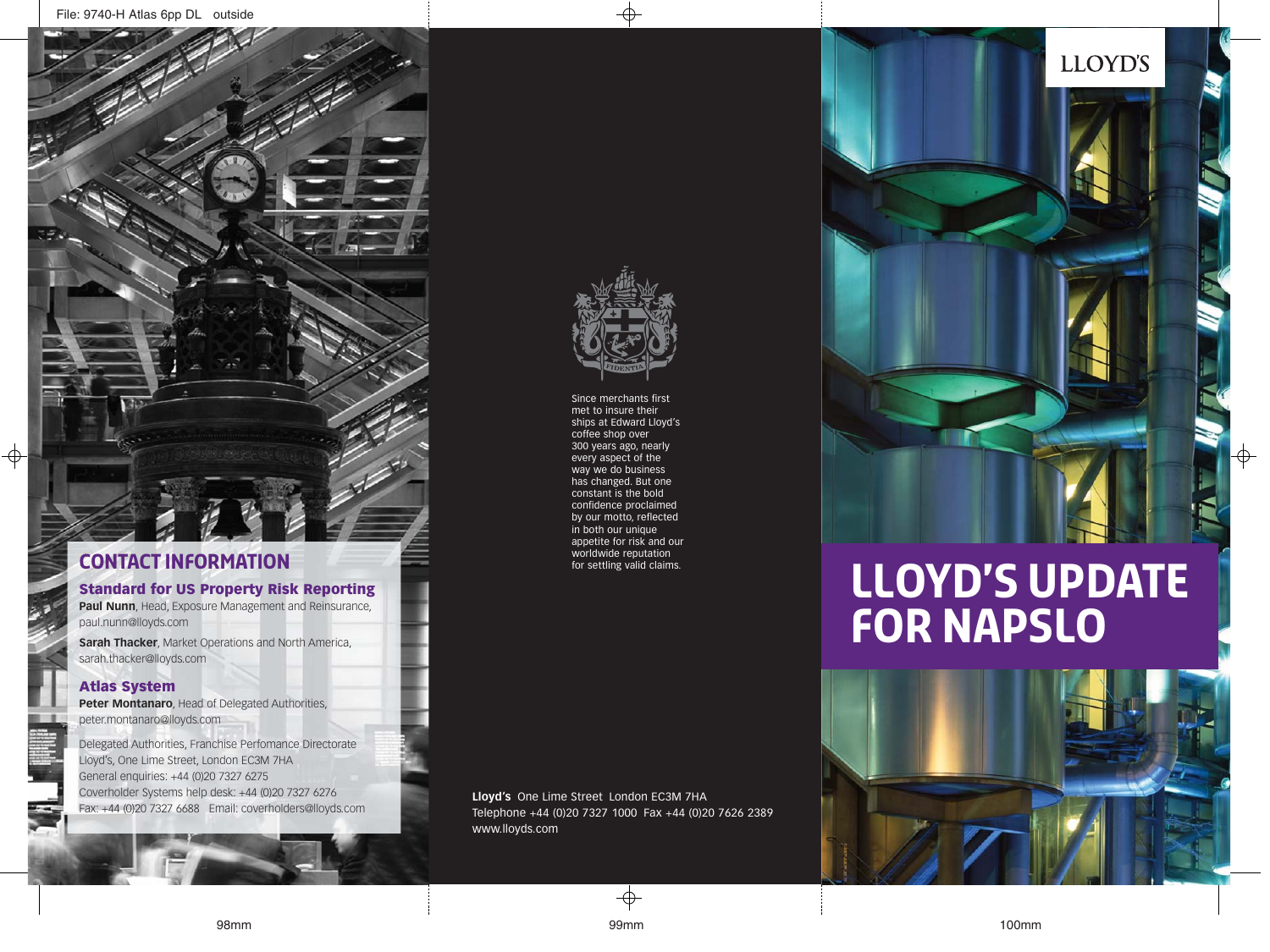# CONTACT INFORMATION

### Standard for US Property Risk Reporting

**Paul Nunn**, Head, Exposure Management and Reinsurance, paul.nunn@lloyds.com

**Sarah Thacker**, Market Operations and North America, sarah.thacker@lloyds.com

### Atlas System

**Peter Montanaro**, Head of Delegated Authorities, peter.montanaro@lloyds.com

Delegated Authorities, Franchise Perfomance Directorate
Lloyd's, One Lime Street, London EC3M 7HA
General enquiries: +44 (0)20 7327 6275
Coverholder Systems help desk: +44 (0)20 7327 6276
Fax: +44 (0)20 7327 6688 Email: coverholders@lloyds.com

FIDENTIA

Since merchants first met to insure their ships at Edward Lloyd's coffee shop over 300 years ago, nearly every aspect of the way we do business has changed. But one constant is the bold confidence proclaimed by our motto, reflected in both our unique appetite for risk and our worldwide reputation for settling valid claims.

**Lloyd's** One Lime Street London EC3M 7HA
Telephone +44 (0)20 7327 1000 Fax +44 (0)20 7626 2389
www.lloyds.com

LLOYD'S

# LLOYD'S UPDATE FOR NAPSLO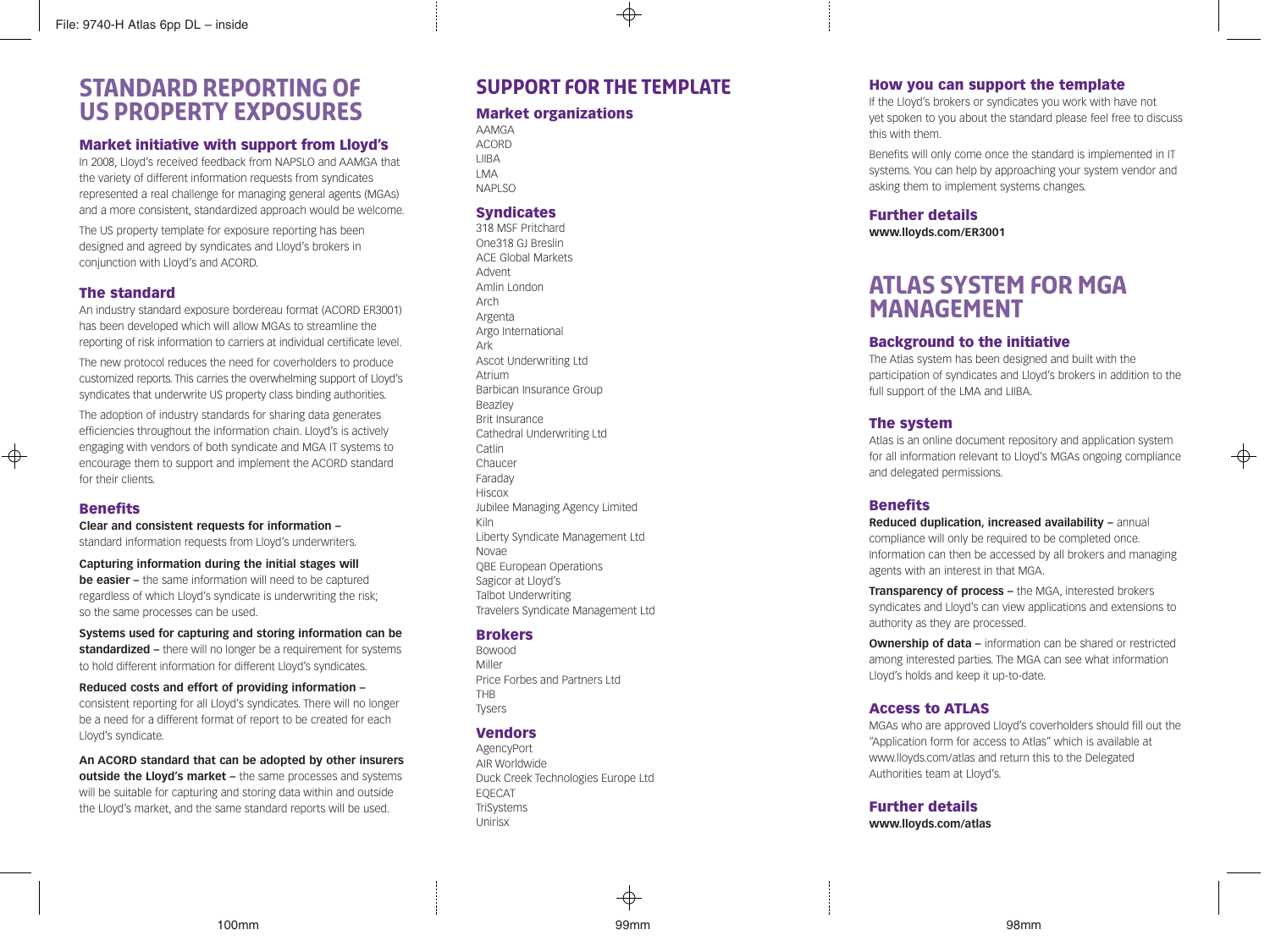# STANDARD REPORTING OF US PROPERTY EXPOSURES

## Market initiative with support from Lloyd's

In 2008, Lloyd's received feedback from NAPSLO and AAMGA that the variety of different information requests from syndicates represented a real challenge for managing general agents (MGAs) and a more consistent, standardized approach would be welcome.

The US property template for exposure reporting has been designed and agreed by syndicates and Lloyd's brokers in conjunction with Lloyd's and ACORD.

## The standard

An industry standard exposure bordereau format (ACORD ER3001) has been developed which will allow MGAs to streamline the reporting of risk information to carriers at individual certificate level.

The new protocol reduces the need for coverholders to produce customized reports. This carries the overwhelming support of Lloyd's syndicates that underwrite US property class binding authorities.

The adoption of industry standards for sharing data generates efficiencies throughout the information chain. Lloyd's is actively engaging with vendors of both syndicate and MGA IT systems to encourage them to support and implement the ACORD standard for their clients.

## Benefits

**Clear and consistent requests for information –** standard information requests from Lloyd's underwriters.

**Capturing information during the initial stages will be easier –** the same information will need to be captured regardless of which Lloyd's syndicate is underwriting the risk; so the same processes can be used.

**Systems used for capturing and storing information can be standardized –** there will no longer be a requirement for systems to hold different information for different Lloyd's syndicates.

**Reduced costs and effort of providing information –** consistent reporting for all Lloyd's syndicates. There will no longer be a need for a different format of report to be created for each Lloyd's syndicate.

**An ACORD standard that can be adopted by other insurers outside the Lloyd's market –** the same processes and systems will be suitable for capturing and storing data within and outside the Lloyd's market, and the same standard reports will be used.

# SUPPORT FOR THE TEMPLATE

## Market organizations

AAMGA
ACORD
LIIBA
LMA
NAPLSO

## Syndicates

318 MSF Pritchard
One318 GJ Breslin
ACE Global Markets
Advent
Amlin London
Arch
Argenta
Argo International
Ark
Ascot Underwriting Ltd
Atrium
Barbican Insurance Group
Beazley
Brit Insurance
Cathedral Underwriting Ltd
Catlin
Chaucer
Faraday
Hiscox
Jubilee Managing Agency Limited
Kiln
Liberty Syndicate Management Ltd
Novae
QBE European Operations
Sagicor at Lloyd's
Talbot Underwriting
Travelers Syndicate Management Ltd

## Brokers

Bowood
Miller
Price Forbes and Partners Ltd
THB
Tysers

## Vendors

AgencyPort
AIR Worldwide
Duck Creek Technologies Europe Ltd
EQECAT
TriSystems
Unirisx

## How you can support the template

If the Lloyd's brokers or syndicates you work with have not yet spoken to you about the standard please feel free to discuss this with them.

Benefits will only come once the standard is implemented in IT systems. You can help by approaching your system vendor and asking them to implement systems changes.

## Further details

**www.lloyds.com/ER3001**

# ATLAS SYSTEM FOR MGA MANAGEMENT

## Background to the initiative

The Atlas system has been designed and built with the participation of syndicates and Lloyd's brokers in addition to the full support of the LMA and LIIBA.

## The system

Atlas is an online document repository and application system for all information relevant to Lloyd's MGAs ongoing compliance and delegated permissions.

## Benefits

**Reduced duplication, increased availability –** annual compliance will only be required to be completed once. Information can then be accessed by all brokers and managing agents with an interest in that MGA.

**Transparency of process –** the MGA, interested brokers syndicates and Lloyd's can view applications and extensions to authority as they are processed.

**Ownership of data –** information can be shared or restricted among interested parties. The MGA can see what information Lloyd's holds and keep it up-to-date.

## Access to ATLAS

MGAs who are approved Lloyd's coverholders should fill out the "Application form for access to Atlas" which is available at www.lloyds.com/atlas and return this to the Delegated Authorities team at Lloyd's.

## Further details

**www.lloyds.com/atlas**